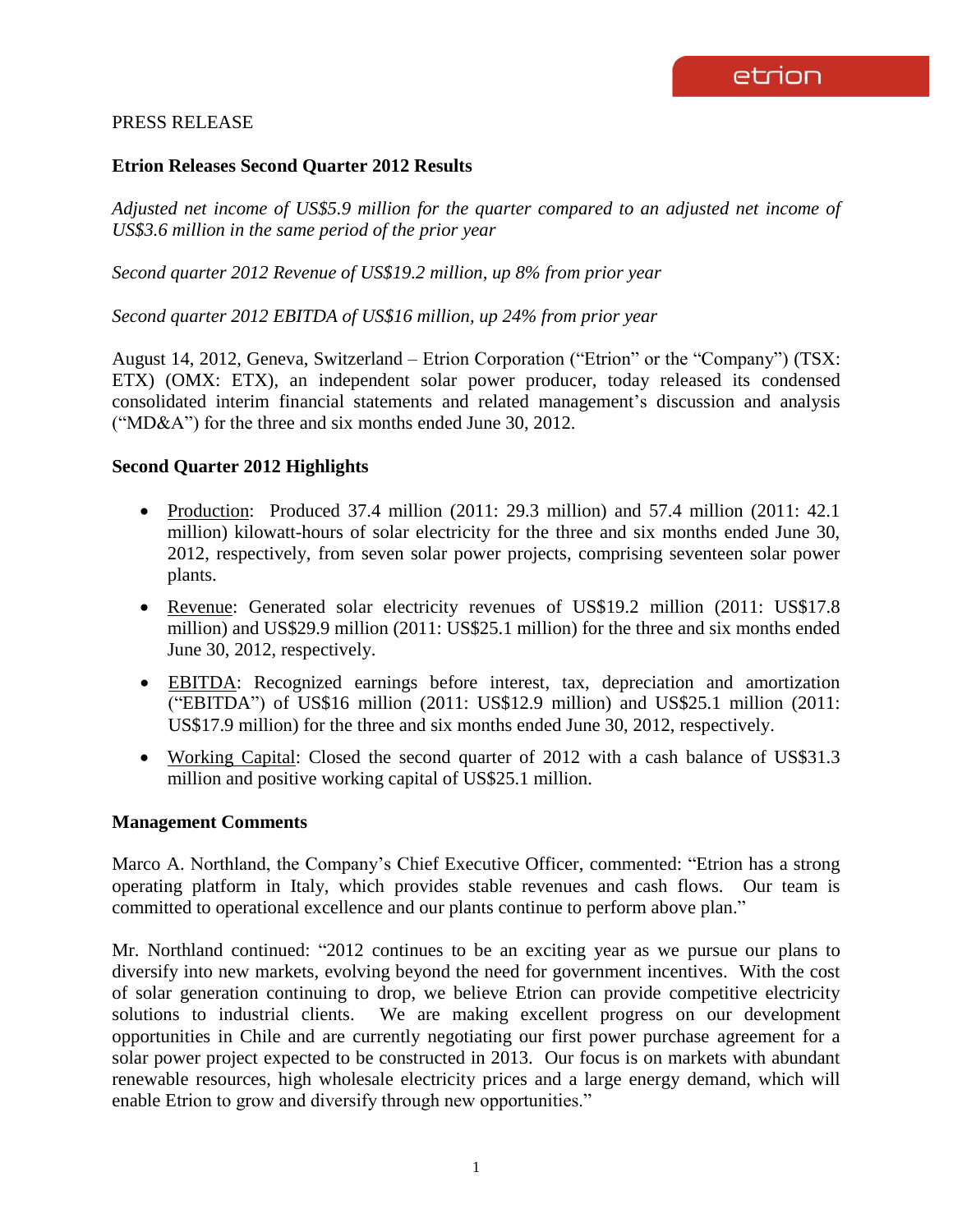PRESS RELEASE

## Etrion Releases Second Quarter 2012 Results

*Adjusted net income of US$5.9 million for the quarter compared to an adjusted net income of US$3.6 million in the same period of the prior year*

*Second quarter 2012 Revenue of US$19.2 million, up 8% from prior year*

*Second quarter 2012 EBITDA of US$16 million, up 24% from prior year*

August 14, 2012, Geneva, Switzerland – Etrion Corporation ("Etrion" or the "Company") (TSX: ETX) (OMX: ETX), an independent solar power producer, today released its condensed consolidated interim financial statements and related management's discussion and analysis ("MD&A") for the three and six months ended June 30, 2012.

### Second Quarter 2012 Highlights

- Production: Produced 37.4 million (2011: 29.3 million) and 57.4 million (2011: 42.1 million) kilowatt-hours of solar electricity for the three and six months ended June 30, 2012, respectively, from seven solar power projects, comprising seventeen solar power plants.
- Revenue: Generated solar electricity revenues of US$19.2 million (2011: US$17.8 million) and US$29.9 million (2011: US$25.1 million) for the three and six months ended June 30, 2012, respectively.
- EBITDA: Recognized earnings before interest, tax, depreciation and amortization ("EBITDA") of US$16 million (2011: US$12.9 million) and US$25.1 million (2011: US$17.9 million) for the three and six months ended June 30, 2012, respectively.
- Working Capital: Closed the second quarter of 2012 with a cash balance of US$31.3 million and positive working capital of US$25.1 million.

### Management Comments

Marco A. Northland, the Company's Chief Executive Officer, commented: "Etrion has a strong operating platform in Italy, which provides stable revenues and cash flows. Our team is committed to operational excellence and our plants continue to perform above plan."

Mr. Northland continued: "2012 continues to be an exciting year as we pursue our plans to diversify into new markets, evolving beyond the need for government incentives. With the cost of solar generation continuing to drop, we believe Etrion can provide competitive electricity solutions to industrial clients. We are making excellent progress on our development opportunities in Chile and are currently negotiating our first power purchase agreement for a solar power project expected to be constructed in 2013. Our focus is on markets with abundant renewable resources, high wholesale electricity prices and a large energy demand, which will enable Etrion to grow and diversify through new opportunities."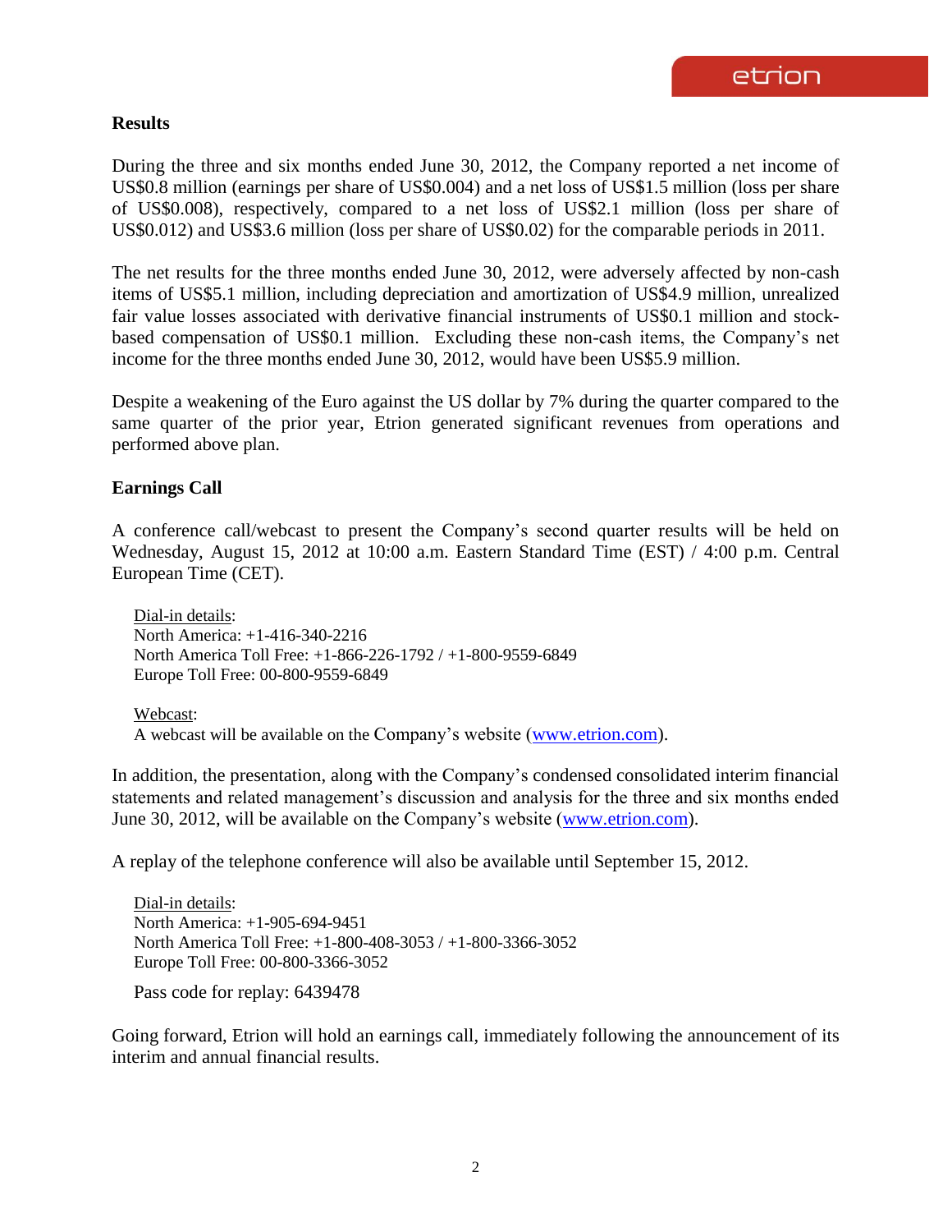## Results

During the three and six months ended June 30, 2012, the Company reported a net income of US$0.8 million (earnings per share of US$0.004) and a net loss of US$1.5 million (loss per share of US$0.008), respectively, compared to a net loss of US$2.1 million (loss per share of US$0.012) and US$3.6 million (loss per share of US$0.02) for the comparable periods in 2011.

The net results for the three months ended June 30, 2012, were adversely affected by non-cash items of US$5.1 million, including depreciation and amortization of US$4.9 million, unrealized fair value losses associated with derivative financial instruments of US$0.1 million and stock-based compensation of US$0.1 million. Excluding these non-cash items, the Company's net income for the three months ended June 30, 2012, would have been US$5.9 million.

Despite a weakening of the Euro against the US dollar by 7% during the quarter compared to the same quarter of the prior year, Etrion generated significant revenues from operations and performed above plan.

## Earnings Call

A conference call/webcast to present the Company's second quarter results will be held on Wednesday, August 15, 2012 at 10:00 a.m. Eastern Standard Time (EST) / 4:00 p.m. Central European Time (CET).

Dial-in details:
North America: +1-416-340-2216
North America Toll Free: +1-866-226-1792 / +1-800-9559-6849
Europe Toll Free: 00-800-9559-6849

Webcast:
A webcast will be available on the Company's website (www.etrion.com).

In addition, the presentation, along with the Company's condensed consolidated interim financial statements and related management's discussion and analysis for the three and six months ended June 30, 2012, will be available on the Company's website (www.etrion.com).

A replay of the telephone conference will also be available until September 15, 2012.

Dial-in details:
North America: +1-905-694-9451
North America Toll Free: +1-800-408-3053 / +1-800-3366-3052
Europe Toll Free: 00-800-3366-3052

Pass code for replay: 6439478

Going forward, Etrion will hold an earnings call, immediately following the announcement of its interim and annual financial results.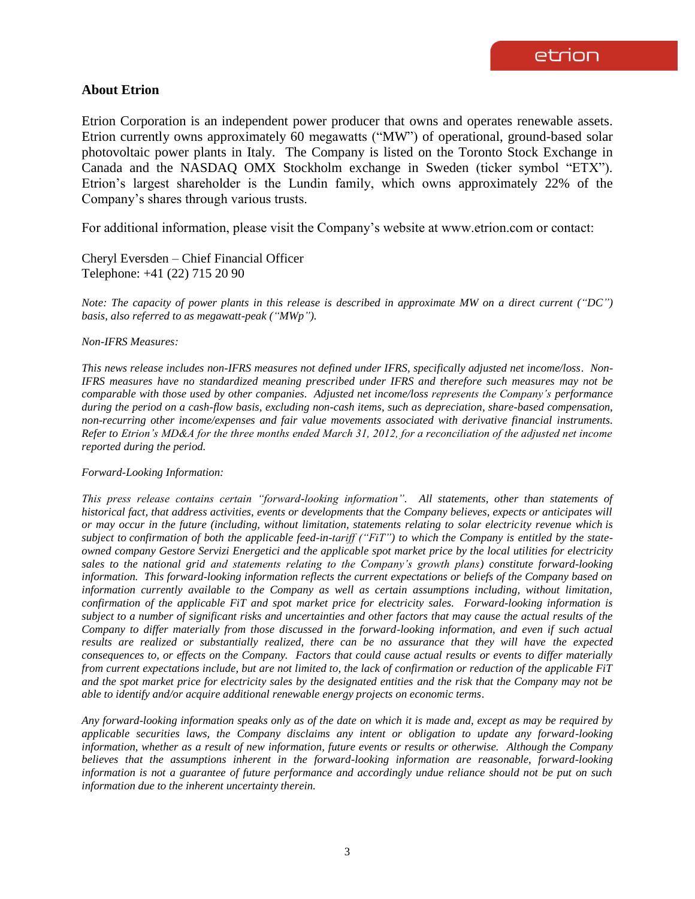## About Etrion

Etrion Corporation is an independent power producer that owns and operates renewable assets. Etrion currently owns approximately 60 megawatts ("MW") of operational, ground-based solar photovoltaic power plants in Italy. The Company is listed on the Toronto Stock Exchange in Canada and the NASDAQ OMX Stockholm exchange in Sweden (ticker symbol "ETX"). Etrion's largest shareholder is the Lundin family, which owns approximately 22% of the Company's shares through various trusts.

For additional information, please visit the Company's website at www.etrion.com or contact:

Cheryl Eversden – Chief Financial Officer
Telephone: +41 (22) 715 20 90

*Note: The capacity of power plants in this release is described in approximate MW on a direct current ("DC") basis, also referred to as megawatt-peak ("MWp").*

*Non-IFRS Measures:*

*This news release includes non-IFRS measures not defined under IFRS, specifically adjusted net income/loss. Non-IFRS measures have no standardized meaning prescribed under IFRS and therefore such measures may not be comparable with those used by other companies. Adjusted net income/loss represents the Company's performance during the period on a cash-flow basis, excluding non-cash items, such as depreciation, share-based compensation, non-recurring other income/expenses and fair value movements associated with derivative financial instruments. Refer to Etrion's MD&A for the three months ended March 31, 2012, for a reconciliation of the adjusted net income reported during the period.*

*Forward-Looking Information:*

*This press release contains certain "forward-looking information". All statements, other than statements of historical fact, that address activities, events or developments that the Company believes, expects or anticipates will or may occur in the future (including, without limitation, statements relating to solar electricity revenue which is subject to confirmation of both the applicable feed-in-tariff ("FiT") to which the Company is entitled by the state-owned company Gestore Servizi Energetici and the applicable spot market price by the local utilities for electricity sales to the national grid and statements relating to the Company's growth plans) constitute forward-looking information. This forward-looking information reflects the current expectations or beliefs of the Company based on information currently available to the Company as well as certain assumptions including, without limitation, confirmation of the applicable FiT and spot market price for electricity sales. Forward-looking information is subject to a number of significant risks and uncertainties and other factors that may cause the actual results of the Company to differ materially from those discussed in the forward-looking information, and even if such actual results are realized or substantially realized, there can be no assurance that they will have the expected consequences to, or effects on the Company. Factors that could cause actual results or events to differ materially from current expectations include, but are not limited to, the lack of confirmation or reduction of the applicable FiT and the spot market price for electricity sales by the designated entities and the risk that the Company may not be able to identify and/or acquire additional renewable energy projects on economic terms.*

*Any forward-looking information speaks only as of the date on which it is made and, except as may be required by applicable securities laws, the Company disclaims any intent or obligation to update any forward-looking information, whether as a result of new information, future events or results or otherwise. Although the Company believes that the assumptions inherent in the forward-looking information are reasonable, forward-looking information is not a guarantee of future performance and accordingly undue reliance should not be put on such information due to the inherent uncertainty therein.*